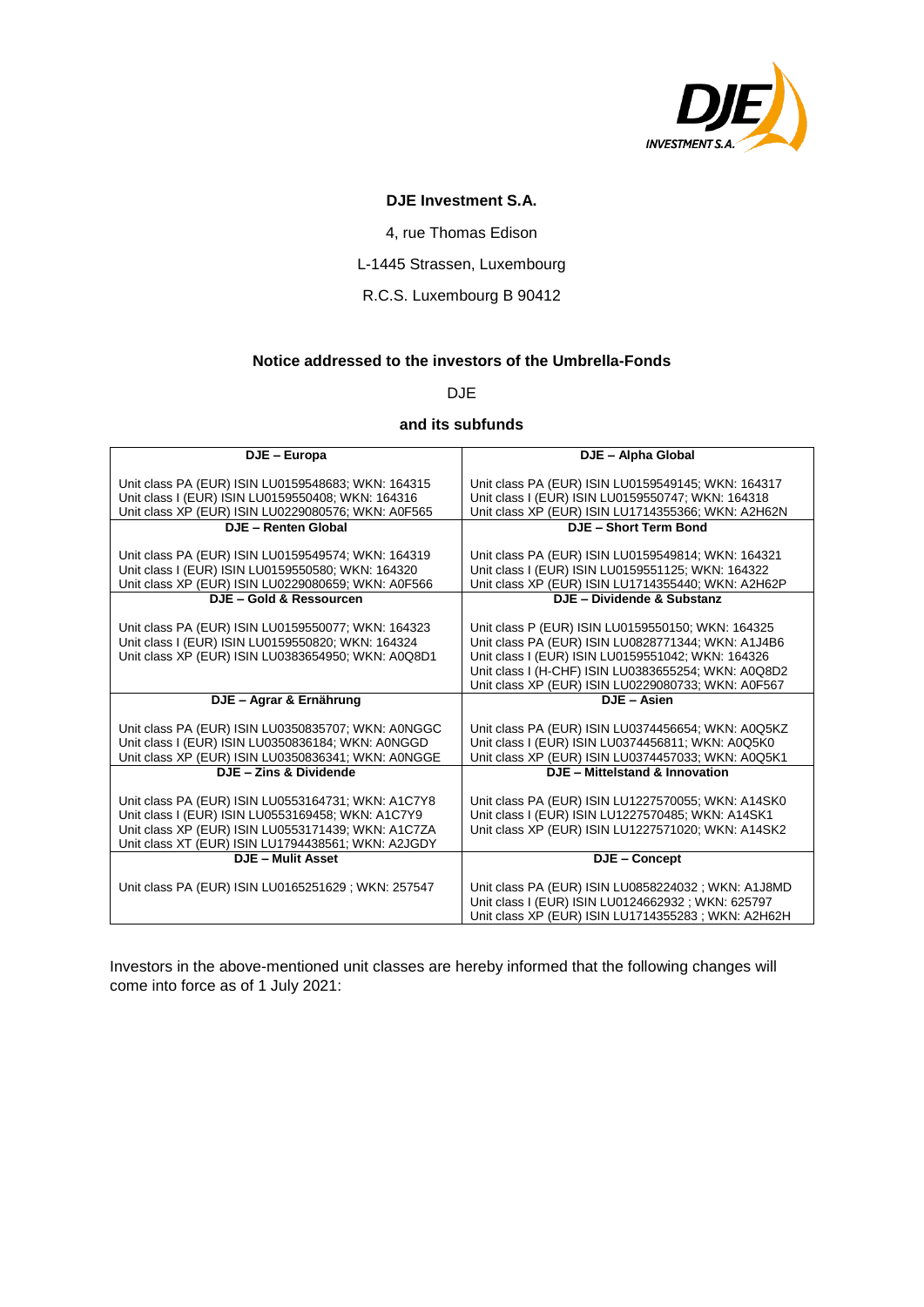**DJE Investment S.A.**

4, rue Thomas Edison

L-1445 Strassen, Luxembourg

R.C.S. Luxembourg B 90412

**Notice addressed to the investors of the Umbrella-Fonds**

DJE

**and its subfunds**

| **DJE – Europa** | **DJE – Alpha Global** |
|---|---|
| Unit class PA (EUR) ISIN LU0159548683; WKN: 164315<br>Unit class I (EUR) ISIN LU0159550408; WKN: 164316<br>Unit class XP (EUR) ISIN LU0229080576; WKN: A0F565 | Unit class PA (EUR) ISIN LU0159549145; WKN: 164317<br>Unit class I (EUR) ISIN LU0159550747; WKN: 164318<br>Unit class XP (EUR) ISIN LU1714355366; WKN: A2H62N |
| **DJE – Renten Global** | **DJE – Short Term Bond** |
| Unit class PA (EUR) ISIN LU0159549574; WKN: 164319<br>Unit class I (EUR) ISIN LU0159550580; WKN: 164320<br>Unit class XP (EUR) ISIN LU0229080659; WKN: A0F566 | Unit class PA (EUR) ISIN LU0159549814; WKN: 164321<br>Unit class I (EUR) ISIN LU0159551125; WKN: 164322<br>Unit class XP (EUR) ISIN LU1714355440; WKN: A2H62P |
| **DJE – Gold & Ressourcen** | **DJE – Dividende & Substanz** |
| Unit class PA (EUR) ISIN LU0159550077; WKN: 164323<br>Unit class I (EUR) ISIN LU0159550820; WKN: 164324<br>Unit class XP (EUR) ISIN LU0383654950; WKN: A0Q8D1 | Unit class P (EUR) ISIN LU0159550150; WKN: 164325<br>Unit class PA (EUR) ISIN LU0828771344; WKN: A1J4B6<br>Unit class I (EUR) ISIN LU0159551042; WKN: 164326<br>Unit class I (H-CHF) ISIN LU0383655254; WKN: A0Q8D2<br>Unit class XP (EUR) ISIN LU0229080733; WKN: A0F567 |
| **DJE – Agrar & Ernährung** | **DJE – Asien** |
| Unit class PA (EUR) ISIN LU0350835707; WKN: A0NGGC<br>Unit class I (EUR) ISIN LU0350836184; WKN: A0NGGD<br>Unit class XP (EUR) ISIN LU0350836341; WKN: A0NGGE | Unit class PA (EUR) ISIN LU0374456654; WKN: A0Q5KZ<br>Unit class I (EUR) ISIN LU0374456811; WKN: A0Q5K0<br>Unit class XP (EUR) ISIN LU0374457033; WKN: A0Q5K1 |
| **DJE – Zins & Dividende** | **DJE – Mittelstand & Innovation** |
| Unit class PA (EUR) ISIN LU0553164731; WKN: A1C7Y8<br>Unit class I (EUR) ISIN LU0553169458; WKN: A1C7Y9<br>Unit class XP (EUR) ISIN LU0553171439; WKN: A1C7ZA<br>Unit class XT (EUR) ISIN LU1794438561; WKN: A2JGDY | Unit class PA (EUR) ISIN LU1227570055; WKN: A14SK0<br>Unit class I (EUR) ISIN LU1227570485; WKN: A14SK1<br>Unit class XP (EUR) ISIN LU1227571020; WKN: A14SK2 |
| **DJE – Mulit Asset** | **DJE – Concept** |
| Unit class PA (EUR) ISIN LU0165251629 ; WKN: 257547 | Unit class PA (EUR) ISIN LU0858224032 ; WKN: A1J8MD<br>Unit class I (EUR) ISIN LU0124662932 ; WKN: 625797<br>Unit class XP (EUR) ISIN LU1714355283 ; WKN: A2H62H |

Investors in the above-mentioned unit classes are hereby informed that the following changes will come into force as of 1 July 2021: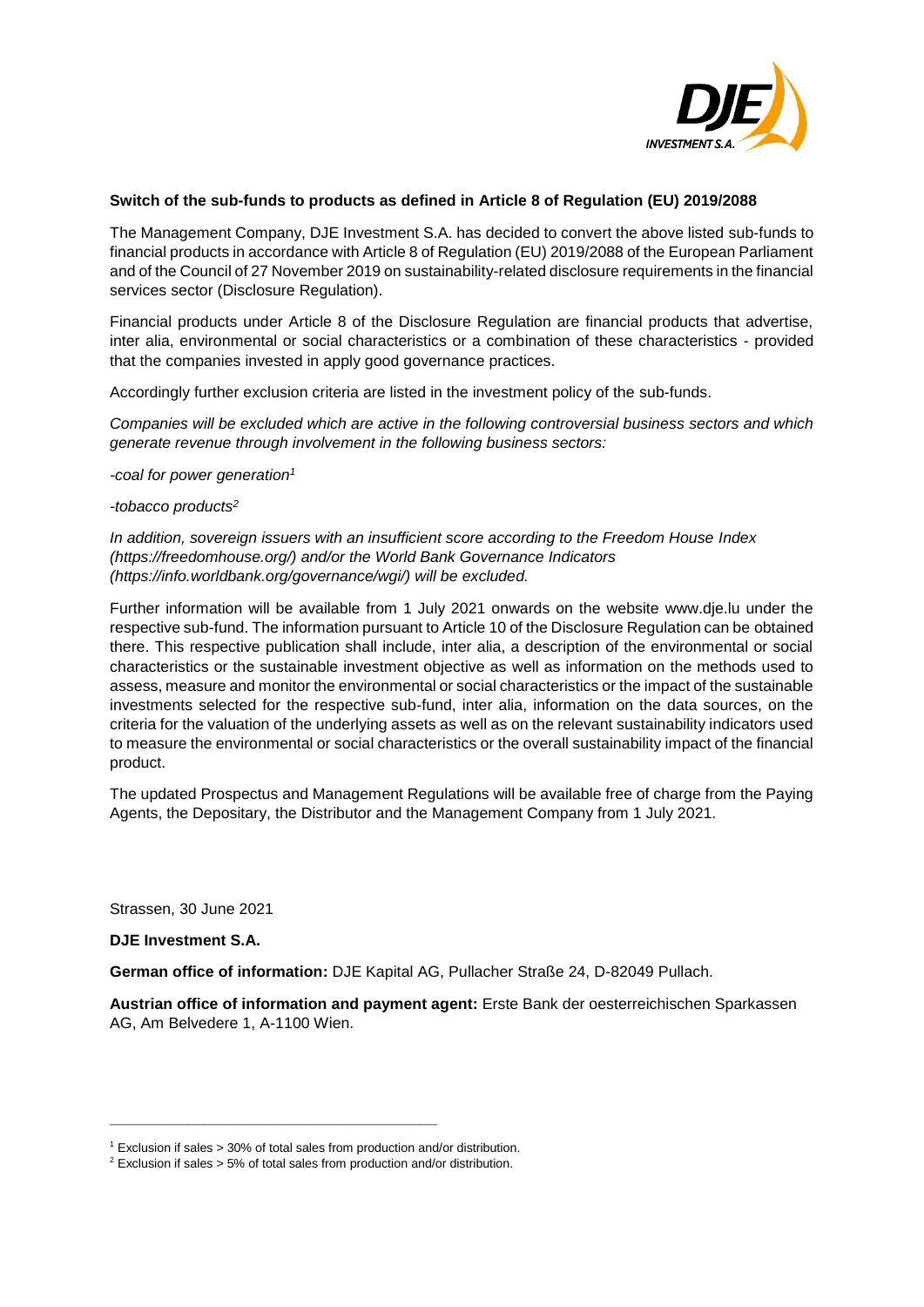**Switch of the sub-funds to products as defined in Article 8 of Regulation (EU) 2019/2088**

The Management Company, DJE Investment S.A. has decided to convert the above listed sub-funds to financial products in accordance with Article 8 of Regulation (EU) 2019/2088 of the European Parliament and of the Council of 27 November 2019 on sustainability-related disclosure requirements in the financial services sector (Disclosure Regulation).

Financial products under Article 8 of the Disclosure Regulation are financial products that advertise, inter alia, environmental or social characteristics or a combination of these characteristics - provided that the companies invested in apply good governance practices.

Accordingly further exclusion criteria are listed in the investment policy of the sub-funds.

*Companies will be excluded which are active in the following controversial business sectors and which generate revenue through involvement in the following business sectors:*

*-coal for power generation*[1]

*-tobacco products*[2]

*In addition, sovereign issuers with an insufficient score according to the Freedom House Index (https://freedomhouse.org/) and/or the World Bank Governance Indicators (https://info.worldbank.org/governance/wgi/) will be excluded.*

Further information will be available from 1 July 2021 onwards on the website www.dje.lu under the respective sub-fund. The information pursuant to Article 10 of the Disclosure Regulation can be obtained there. This respective publication shall include, inter alia, a description of the environmental or social characteristics or the sustainable investment objective as well as information on the methods used to assess, measure and monitor the environmental or social characteristics or the impact of the sustainable investments selected for the respective sub-fund, inter alia, information on the data sources, on the criteria for the valuation of the underlying assets as well as on the relevant sustainability indicators used to measure the environmental or social characteristics or the overall sustainability impact of the financial product.

The updated Prospectus and Management Regulations will be available free of charge from the Paying Agents, the Depositary, the Distributor and the Management Company from 1 July 2021.

Strassen, 30 June 2021

**DJE Investment S.A.**

**German office of information:** DJE Kapital AG, Pullacher Straße 24, D-82049 Pullach.

**Austrian office of information and payment agent:** Erste Bank der oesterreichischen Sparkassen AG, Am Belvedere 1, A-1100 Wien.

---

[1] Exclusion if sales > 30% of total sales from production and/or distribution.

[2] Exclusion if sales > 5% of total sales from production and/or distribution.